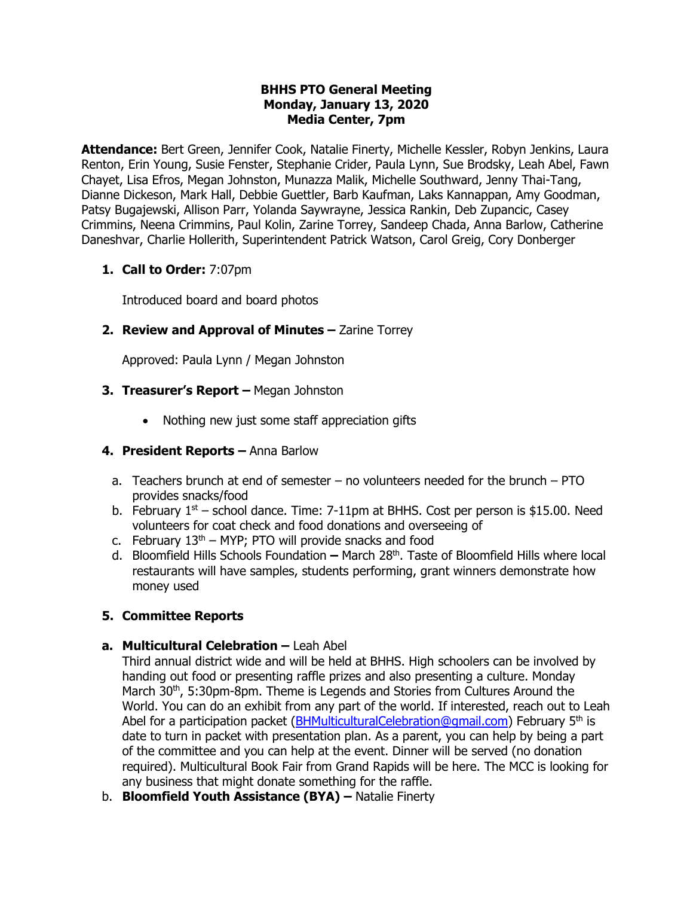**BHHS PTO General Meeting**
**Monday, January 13, 2020**
**Media Center, 7pm**

**Attendance:** Bert Green, Jennifer Cook, Natalie Finerty, Michelle Kessler, Robyn Jenkins, Laura Renton, Erin Young, Susie Fenster, Stephanie Crider, Paula Lynn, Sue Brodsky, Leah Abel, Fawn Chayet, Lisa Efros, Megan Johnston, Munazza Malik, Michelle Southward, Jenny Thai-Tang, Dianne Dickeson, Mark Hall, Debbie Guettler, Barb Kaufman, Laks Kannappan, Amy Goodman, Patsy Bugajewski, Allison Parr, Yolanda Saywrayne, Jessica Rankin, Deb Zupancic, Casey Crimmins, Neena Crimmins, Paul Kolin, Zarine Torrey, Sandeep Chada, Anna Barlow, Catherine Daneshvar, Charlie Hollerith, Superintendent Patrick Watson, Carol Greig, Cory Donberger

1. **Call to Order:** 7:07pm

   Introduced board and board photos

2. **Review and Approval of Minutes –** Zarine Torrey

   Approved: Paula Lynn / Megan Johnston

3. **Treasurer's Report –** Megan Johnston

   - Nothing new just some staff appreciation gifts

4. **President Reports –** Anna Barlow

   a. Teachers brunch at end of semester – no volunteers needed for the brunch – PTO provides snacks/food
   b. February 1st – school dance. Time: 7-11pm at BHHS. Cost per person is $15.00. Need volunteers for coat check and food donations and overseeing of
   c. February 13th – MYP; PTO will provide snacks and food
   d. Bloomfield Hills Schools Foundation **–** March 28th. Taste of Bloomfield Hills where local restaurants will have samples, students performing, grant winners demonstrate how money used

5. **Committee Reports**

   a. **Multicultural Celebration –** Leah Abel

   Third annual district wide and will be held at BHHS. High schoolers can be involved by handing out food or presenting raffle prizes and also presenting a culture. Monday March 30th, 5:30pm-8pm. Theme is Legends and Stories from Cultures Around the World. You can do an exhibit from any part of the world. If interested, reach out to Leah Abel for a participation packet (BHMulticulturalCelebration@gmail.com) February 5th is date to turn in packet with presentation plan. As a parent, you can help by being a part of the committee and you can help at the event. Dinner will be served (no donation required). Multicultural Book Fair from Grand Rapids will be here. The MCC is looking for any business that might donate something for the raffle.

   b. **Bloomfield Youth Assistance (BYA) –** Natalie Finerty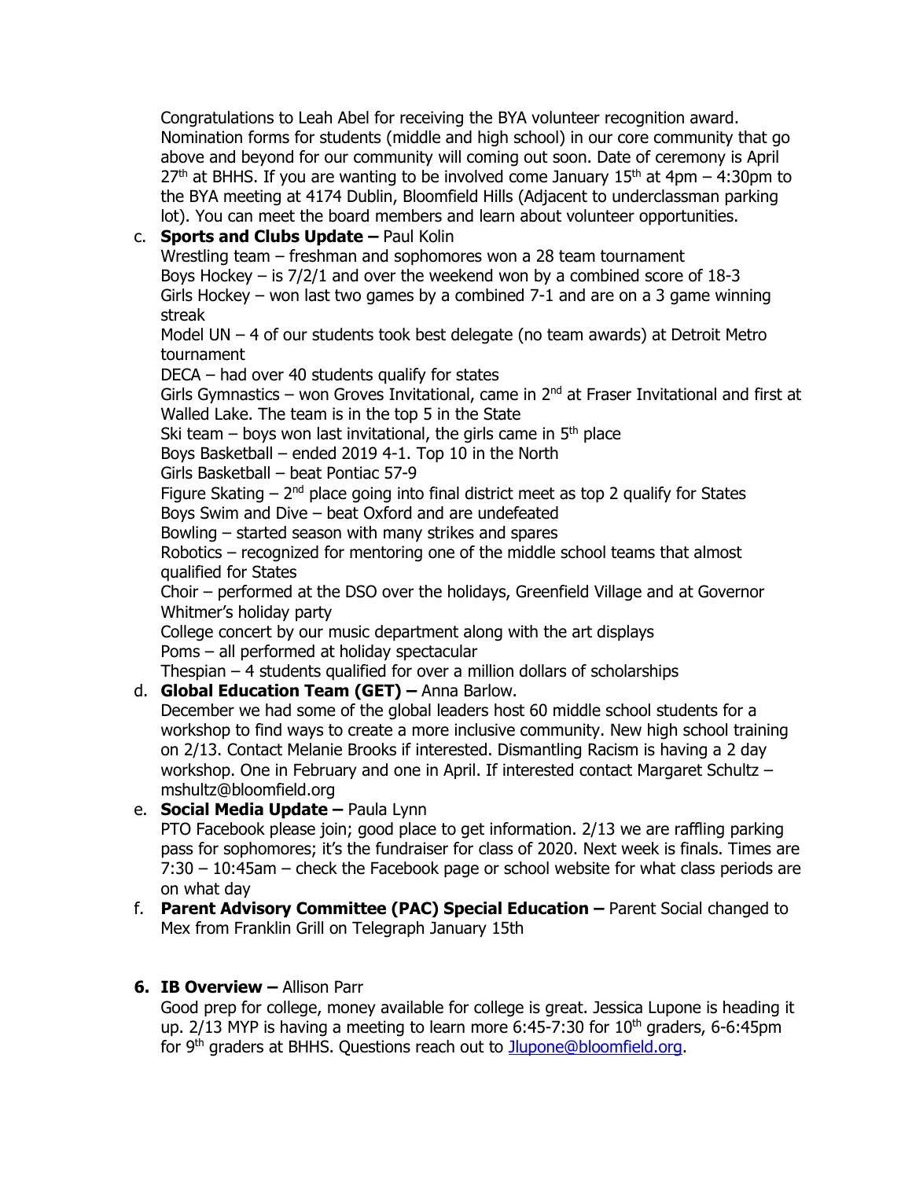Congratulations to Leah Abel for receiving the BYA volunteer recognition award. Nomination forms for students (middle and high school) in our core community that go above and beyond for our community will coming out soon. Date of ceremony is April 27th at BHHS. If you are wanting to be involved come January 15th at 4pm – 4:30pm to the BYA meeting at 4174 Dublin, Bloomfield Hills (Adjacent to underclassman parking lot). You can meet the board members and learn about volunteer opportunities.

c. **Sports and Clubs Update –** Paul Kolin
Wrestling team – freshman and sophomores won a 28 team tournament
Boys Hockey – is 7/2/1 and over the weekend won by a combined score of 18-3
Girls Hockey – won last two games by a combined 7-1 and are on a 3 game winning streak
Model UN – 4 of our students took best delegate (no team awards) at Detroit Metro tournament
DECA – had over 40 students qualify for states
Girls Gymnastics – won Groves Invitational, came in 2nd at Fraser Invitational and first at Walled Lake. The team is in the top 5 in the State
Ski team – boys won last invitational, the girls came in 5th place
Boys Basketball – ended 2019 4-1. Top 10 in the North
Girls Basketball – beat Pontiac 57-9
Figure Skating – 2nd place going into final district meet as top 2 qualify for States
Boys Swim and Dive – beat Oxford and are undefeated
Bowling – started season with many strikes and spares
Robotics – recognized for mentoring one of the middle school teams that almost qualified for States
Choir – performed at the DSO over the holidays, Greenfield Village and at Governor Whitmer's holiday party
College concert by our music department along with the art displays
Poms – all performed at holiday spectacular
Thespian – 4 students qualified for over a million dollars of scholarships

d. **Global Education Team (GET) –** Anna Barlow.
December we had some of the global leaders host 60 middle school students for a workshop to find ways to create a more inclusive community. New high school training on 2/13. Contact Melanie Brooks if interested. Dismantling Racism is having a 2 day workshop. One in February and one in April. If interested contact Margaret Schultz – mshultz@bloomfield.org

e. **Social Media Update –** Paula Lynn
PTO Facebook please join; good place to get information. 2/13 we are raffling parking pass for sophomores; it's the fundraiser for class of 2020. Next week is finals. Times are 7:30 – 10:45am – check the Facebook page or school website for what class periods are on what day

f. **Parent Advisory Committee (PAC) Special Education –** Parent Social changed to Mex from Franklin Grill on Telegraph January 15th

**6. IB Overview –** Allison Parr
Good prep for college, money available for college is great. Jessica Lupone is heading it up. 2/13 MYP is having a meeting to learn more 6:45-7:30 for 10th graders, 6-6:45pm for 9th graders at BHHS. Questions reach out to [Jlupone@bloomfield.org](mailto:Jlupone@bloomfield.org).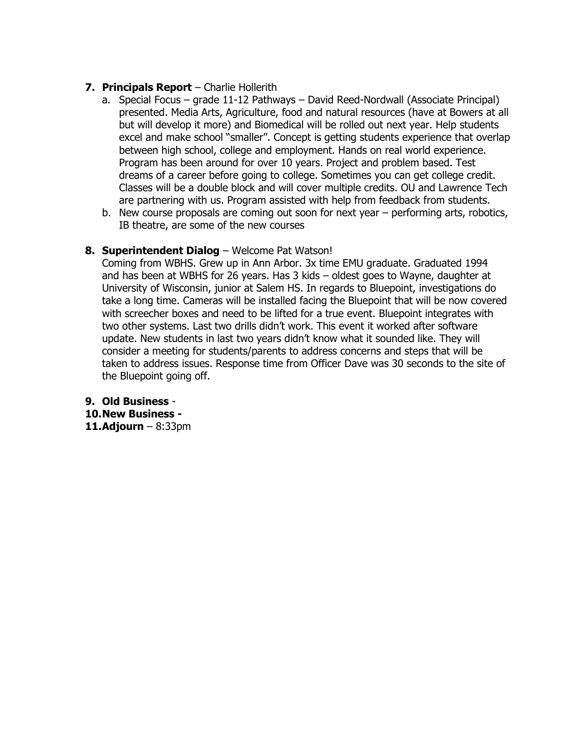7. **Principals Report** – Charlie Hollerith
   a. Special Focus – grade 11-12 Pathways – David Reed-Nordwall (Associate Principal) presented. Media Arts, Agriculture, food and natural resources (have at Bowers at all but will develop it more) and Biomedical will be rolled out next year. Help students excel and make school "smaller". Concept is getting students experience that overlap between high school, college and employment. Hands on real world experience. Program has been around for over 10 years. Project and problem based. Test dreams of a career before going to college. Sometimes you can get college credit. Classes will be a double block and will cover multiple credits. OU and Lawrence Tech are partnering with us. Program assisted with help from feedback from students.
   b. New course proposals are coming out soon for next year – performing arts, robotics, IB theatre, are some of the new courses

8. **Superintendent Dialog** – Welcome Pat Watson!
   Coming from WBHS. Grew up in Ann Arbor. 3x time EMU graduate. Graduated 1994 and has been at WBHS for 26 years. Has 3 kids – oldest goes to Wayne, daughter at University of Wisconsin, junior at Salem HS. In regards to Bluepoint, investigations do take a long time. Cameras will be installed facing the Bluepoint that will be now covered with screecher boxes and need to be lifted for a true event. Bluepoint integrates with two other systems. Last two drills didn't work. This event it worked after software update. New students in last two years didn't know what it sounded like. They will consider a meeting for students/parents to address concerns and steps that will be taken to address issues. Response time from Officer Dave was 30 seconds to the site of the Bluepoint going off.

9. **Old Business** -
10. **New Business -**
11. **Adjourn** – 8:33pm